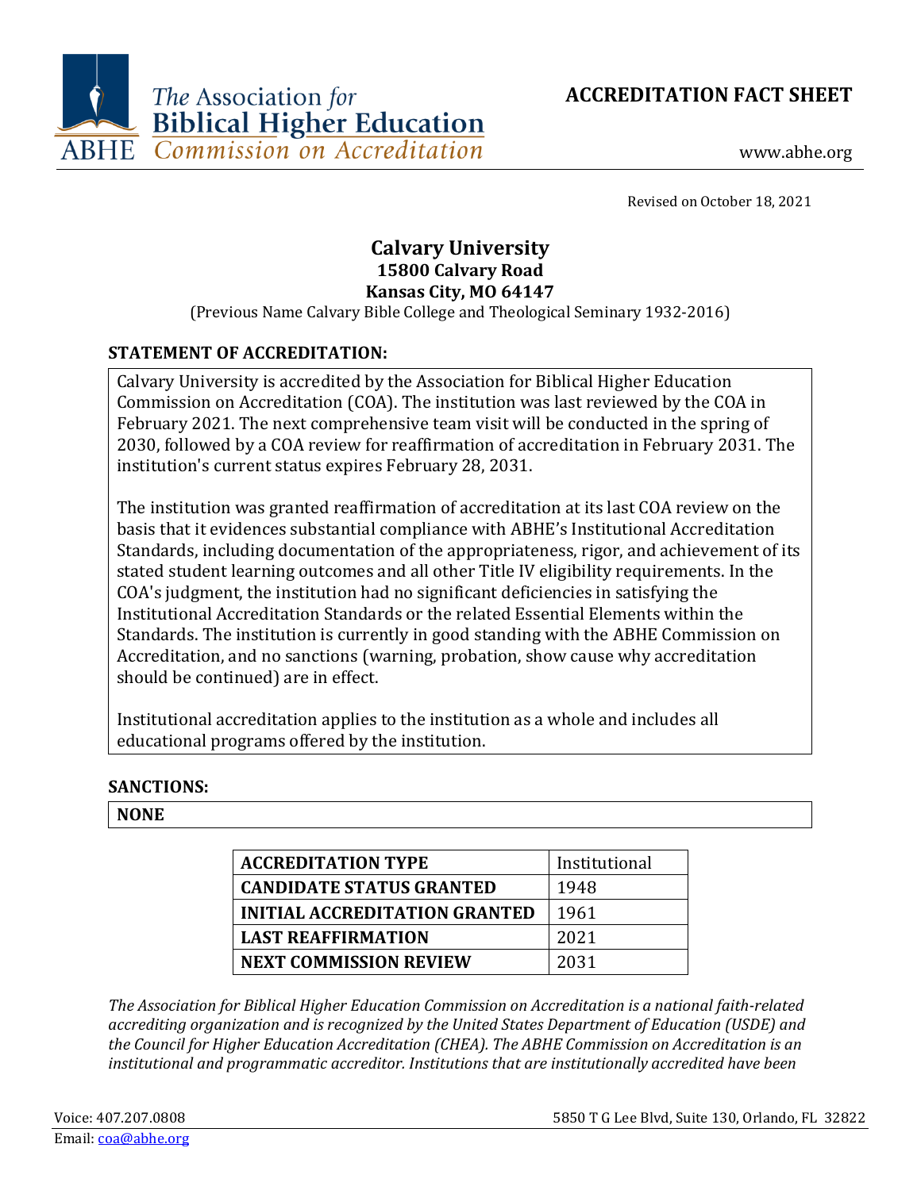The Association for Biblical Higher Education
ABHE Commission on Accreditation

# ACCREDITATION FACT SHEET

www.abhe.org

Revised on October 18, 2021

## Calvary University
**15800 Calvary Road**
**Kansas City, MO 64147**

(Previous Name Calvary Bible College and Theological Seminary 1932-2016)

### STATEMENT OF ACCREDITATION:

Calvary University is accredited by the Association for Biblical Higher Education Commission on Accreditation (COA). The institution was last reviewed by the COA in February 2021. The next comprehensive team visit will be conducted in the spring of 2030, followed by a COA review for reaffirmation of accreditation in February 2031. The institution's current status expires February 28, 2031.

The institution was granted reaffirmation of accreditation at its last COA review on the basis that it evidences substantial compliance with ABHE's Institutional Accreditation Standards, including documentation of the appropriateness, rigor, and achievement of its stated student learning outcomes and all other Title IV eligibility requirements. In the COA's judgment, the institution had no significant deficiencies in satisfying the Institutional Accreditation Standards or the related Essential Elements within the Standards. The institution is currently in good standing with the ABHE Commission on Accreditation, and no sanctions (warning, probation, show cause why accreditation should be continued) are in effect.

Institutional accreditation applies to the institution as a whole and includes all educational programs offered by the institution.

### SANCTIONS:

**NONE**

| | |
|---|---|
| **ACCREDITATION TYPE** | Institutional |
| **CANDIDATE STATUS GRANTED** | 1948 |
| **INITIAL ACCREDITATION GRANTED** | 1961 |
| **LAST REAFFIRMATION** | 2021 |
| **NEXT COMMISSION REVIEW** | 2031 |

*The Association for Biblical Higher Education Commission on Accreditation is a national faith-related accrediting organization and is recognized by the United States Department of Education (USDE) and the Council for Higher Education Accreditation (CHEA). The ABHE Commission on Accreditation is an institutional and programmatic accreditor. Institutions that are institutionally accredited have been*

Voice: 407.207.0808
Email: coa@abhe.org
5850 T G Lee Blvd, Suite 130, Orlando, FL 32822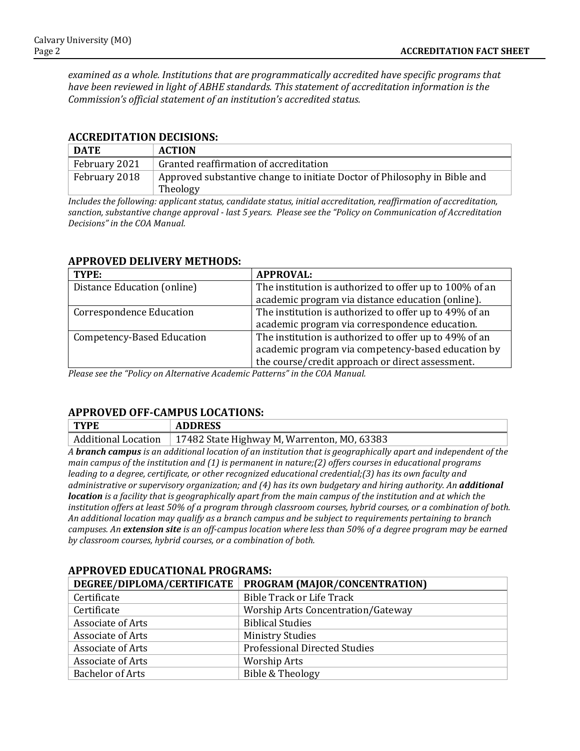*examined as a whole. Institutions that are programmatically accredited have specific programs that have been reviewed in light of ABHE standards. This statement of accreditation information is the Commission's official statement of an institution's accredited status.*

## ACCREDITATION DECISIONS:

| DATE | ACTION |
|---|---|
| February 2021 | Granted reaffirmation of accreditation |
| February 2018 | Approved substantive change to initiate Doctor of Philosophy in Bible and Theology |

*Includes the following: applicant status, candidate status, initial accreditation, reaffirmation of accreditation, sanction, substantive change approval - last 5 years. Please see the "Policy on Communication of Accreditation Decisions" in the COA Manual.*

## APPROVED DELIVERY METHODS:

| TYPE: | APPROVAL: |
|---|---|
| Distance Education (online) | The institution is authorized to offer up to 100% of an academic program via distance education (online). |
| Correspondence Education | The institution is authorized to offer up to 49% of an academic program via correspondence education. |
| Competency-Based Education | The institution is authorized to offer up to 49% of an academic program via competency-based education by the course/credit approach or direct assessment. |

*Please see the "Policy on Alternative Academic Patterns" in the COA Manual.*

## APPROVED OFF-CAMPUS LOCATIONS:

| TYPE | ADDRESS |
|---|---|
| Additional Location | 17482 State Highway M, Warrenton, MO, 63383 |

*A **branch campus** is an additional location of an institution that is geographically apart and independent of the main campus of the institution and (1) is permanent in nature;(2) offers courses in educational programs leading to a degree, certificate, or other recognized educational credential;(3) has its own faculty and administrative or supervisory organization; and (4) has its own budgetary and hiring authority. An **additional location** is a facility that is geographically apart from the main campus of the institution and at which the institution offers at least 50% of a program through classroom courses, hybrid courses, or a combination of both. An additional location may qualify as a branch campus and be subject to requirements pertaining to branch campuses. An **extension site** is an off-campus location where less than 50% of a degree program may be earned by classroom courses, hybrid courses, or a combination of both.*

## APPROVED EDUCATIONAL PROGRAMS:

| DEGREE/DIPLOMA/CERTIFICATE | PROGRAM (MAJOR/CONCENTRATION) |
|---|---|
| Certificate | Bible Track or Life Track |
| Certificate | Worship Arts Concentration/Gateway |
| Associate of Arts | Biblical Studies |
| Associate of Arts | Ministry Studies |
| Associate of Arts | Professional Directed Studies |
| Associate of Arts | Worship Arts |
| Bachelor of Arts | Bible & Theology |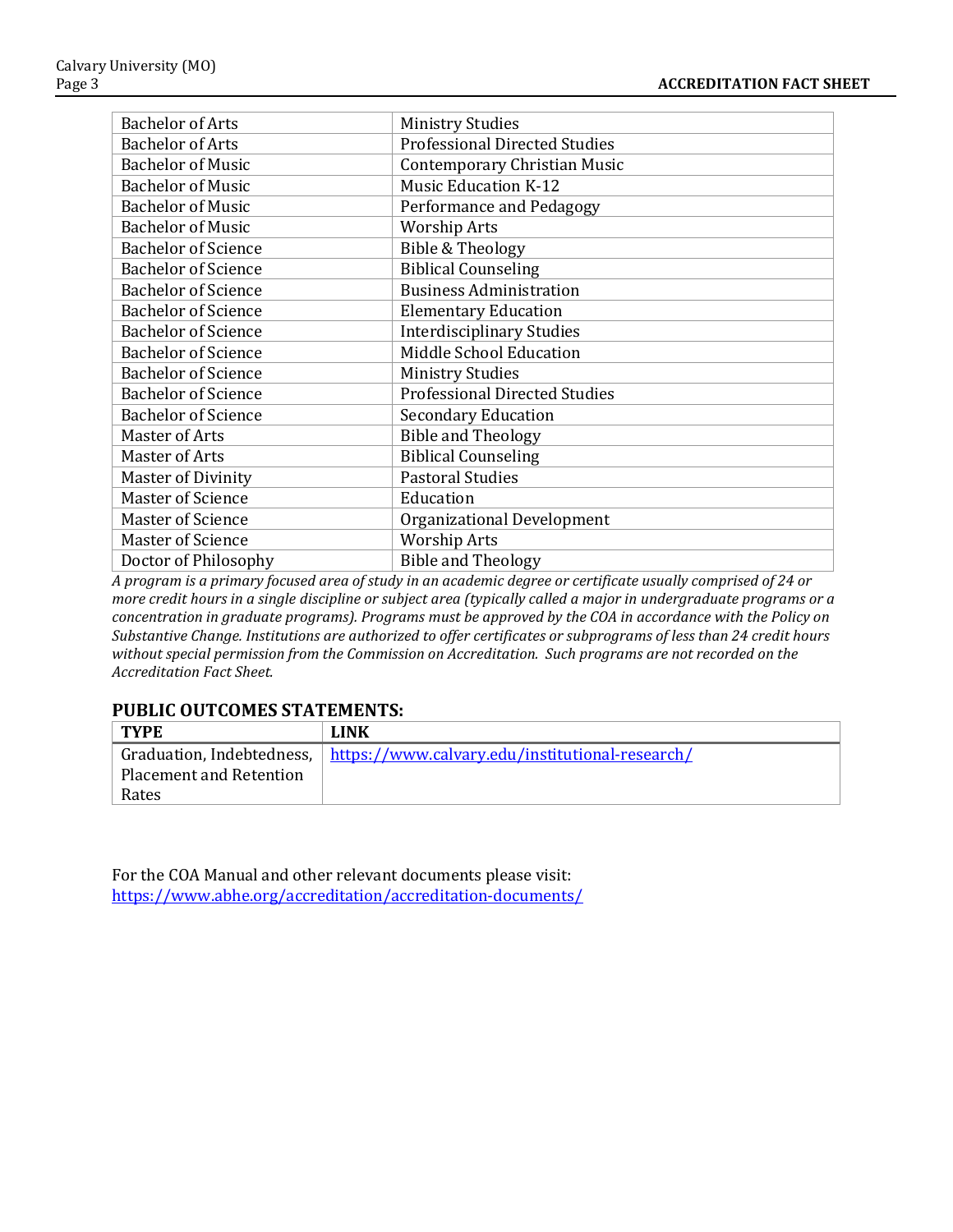| | |
|---|---|
| Bachelor of Arts | Ministry Studies |
| Bachelor of Arts | Professional Directed Studies |
| Bachelor of Music | Contemporary Christian Music |
| Bachelor of Music | Music Education K-12 |
| Bachelor of Music | Performance and Pedagogy |
| Bachelor of Music | Worship Arts |
| Bachelor of Science | Bible & Theology |
| Bachelor of Science | Biblical Counseling |
| Bachelor of Science | Business Administration |
| Bachelor of Science | Elementary Education |
| Bachelor of Science | Interdisciplinary Studies |
| Bachelor of Science | Middle School Education |
| Bachelor of Science | Ministry Studies |
| Bachelor of Science | Professional Directed Studies |
| Bachelor of Science | Secondary Education |
| Master of Arts | Bible and Theology |
| Master of Arts | Biblical Counseling |
| Master of Divinity | Pastoral Studies |
| Master of Science | Education |
| Master of Science | Organizational Development |
| Master of Science | Worship Arts |
| Doctor of Philosophy | Bible and Theology |

*A program is a primary focused area of study in an academic degree or certificate usually comprised of 24 or more credit hours in a single discipline or subject area (typically called a major in undergraduate programs or a concentration in graduate programs). Programs must be approved by the COA in accordance with the Policy on Substantive Change. Institutions are authorized to offer certificates or subprograms of less than 24 credit hours without special permission from the Commission on Accreditation. Such programs are not recorded on the Accreditation Fact Sheet.*

## PUBLIC OUTCOMES STATEMENTS:

| TYPE | LINK |
|---|---|
| Graduation, Indebtedness, Placement and Retention Rates | https://www.calvary.edu/institutional-research/ |

For the COA Manual and other relevant documents please visit:
https://www.abhe.org/accreditation/accreditation-documents/